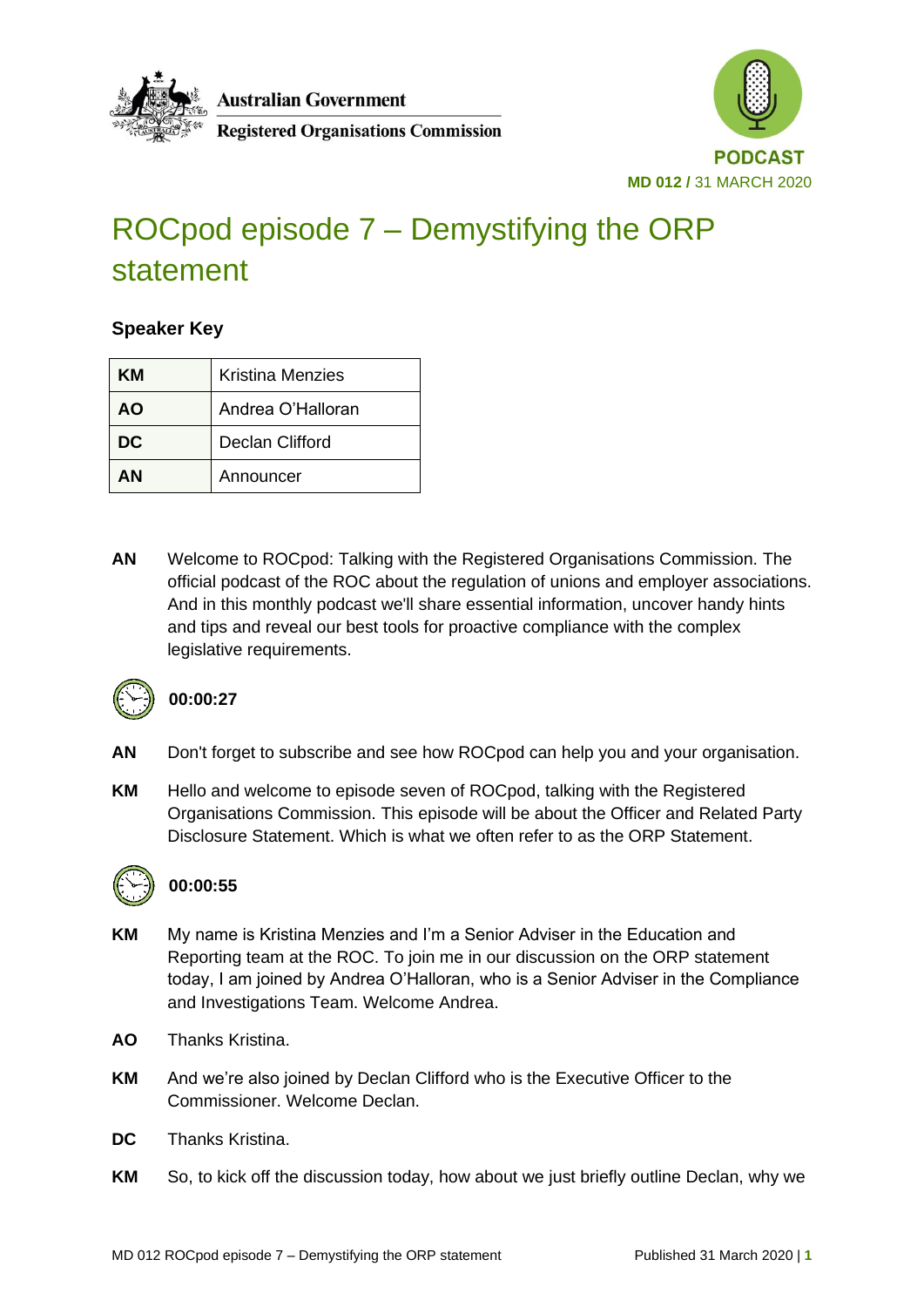Australian Government

Registered Organisations Commission

PODCAST

MD 012 / 31 MARCH 2020

# ROCpod episode 7 – Demystifying the ORP statement

### Speaker Key

| KM | Kristina Menzies |
|---|---|
| AO | Andrea O'Halloran |
| DC | Declan Clifford |
| AN | Announcer |

**AN** Welcome to ROCpod: Talking with the Registered Organisations Commission. The official podcast of the ROC about the regulation of unions and employer associations. And in this monthly podcast we'll share essential information, uncover handy hints and tips and reveal our best tools for proactive compliance with the complex legislative requirements.

**00:00:27**

**AN** Don't forget to subscribe and see how ROCpod can help you and your organisation.

**KM** Hello and welcome to episode seven of ROCpod, talking with the Registered Organisations Commission. This episode will be about the Officer and Related Party Disclosure Statement. Which is what we often refer to as the ORP Statement.

**00:00:55**

**KM** My name is Kristina Menzies and I'm a Senior Adviser in the Education and Reporting team at the ROC. To join me in our discussion on the ORP statement today, I am joined by Andrea O'Halloran, who is a Senior Adviser in the Compliance and Investigations Team. Welcome Andrea.

**AO** Thanks Kristina.

**KM** And we're also joined by Declan Clifford who is the Executive Officer to the Commissioner. Welcome Declan.

**DC** Thanks Kristina.

**KM** So, to kick off the discussion today, how about we just briefly outline Declan, why we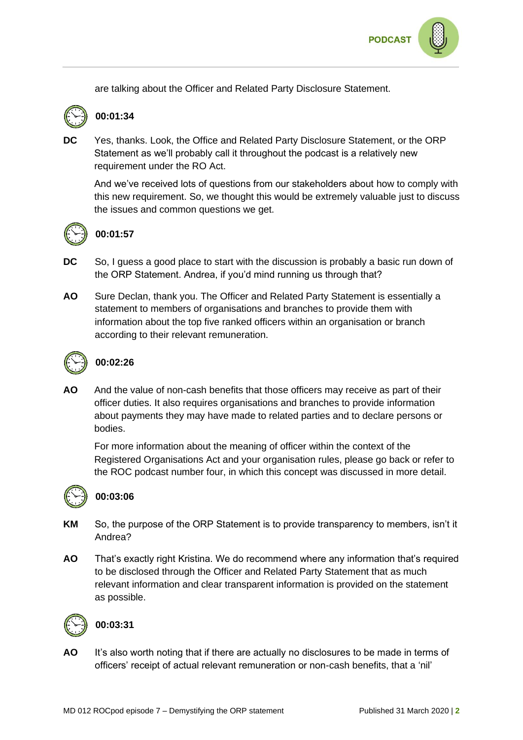are talking about the Officer and Related Party Disclosure Statement.

**00:01:34**

**DC** Yes, thanks. Look, the Office and Related Party Disclosure Statement, or the ORP Statement as we'll probably call it throughout the podcast is a relatively new requirement under the RO Act.

And we've received lots of questions from our stakeholders about how to comply with this new requirement. So, we thought this would be extremely valuable just to discuss the issues and common questions we get.

**00:01:57**

**DC** So, I guess a good place to start with the discussion is probably a basic run down of the ORP Statement. Andrea, if you'd mind running us through that?

**AO** Sure Declan, thank you. The Officer and Related Party Statement is essentially a statement to members of organisations and branches to provide them with information about the top five ranked officers within an organisation or branch according to their relevant remuneration.

**00:02:26**

**AO** And the value of non-cash benefits that those officers may receive as part of their officer duties. It also requires organisations and branches to provide information about payments they may have made to related parties and to declare persons or bodies.

For more information about the meaning of officer within the context of the Registered Organisations Act and your organisation rules, please go back or refer to the ROC podcast number four, in which this concept was discussed in more detail.

**00:03:06**

**KM** So, the purpose of the ORP Statement is to provide transparency to members, isn't it Andrea?

**AO** That's exactly right Kristina. We do recommend where any information that's required to be disclosed through the Officer and Related Party Statement that as much relevant information and clear transparent information is provided on the statement as possible.

**00:03:31**

**AO** It's also worth noting that if there are actually no disclosures to be made in terms of officers' receipt of actual relevant remuneration or non-cash benefits, that a 'nil'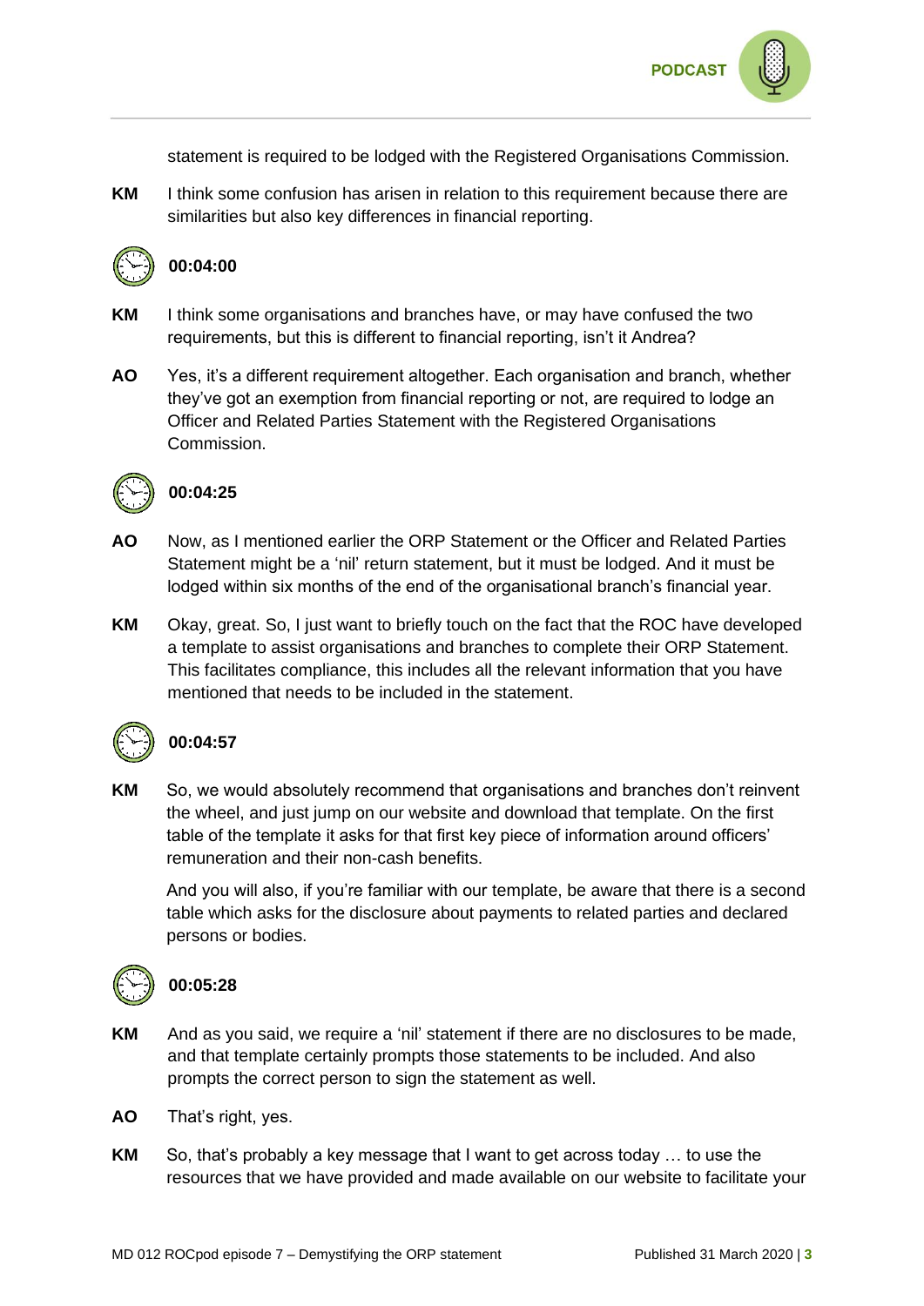statement is required to be lodged with the Registered Organisations Commission.

**KM** I think some confusion has arisen in relation to this requirement because there are similarities but also key differences in financial reporting.

**00:04:00**

**KM** I think some organisations and branches have, or may have confused the two requirements, but this is different to financial reporting, isn't it Andrea?

**AO** Yes, it's a different requirement altogether. Each organisation and branch, whether they've got an exemption from financial reporting or not, are required to lodge an Officer and Related Parties Statement with the Registered Organisations Commission.

**00:04:25**

**AO** Now, as I mentioned earlier the ORP Statement or the Officer and Related Parties Statement might be a 'nil' return statement, but it must be lodged. And it must be lodged within six months of the end of the organisational branch's financial year.

**KM** Okay, great. So, I just want to briefly touch on the fact that the ROC have developed a template to assist organisations and branches to complete their ORP Statement. This facilitates compliance, this includes all the relevant information that you have mentioned that needs to be included in the statement.

**00:04:57**

**KM** So, we would absolutely recommend that organisations and branches don't reinvent the wheel, and just jump on our website and download that template. On the first table of the template it asks for that first key piece of information around officers' remuneration and their non-cash benefits.

And you will also, if you're familiar with our template, be aware that there is a second table which asks for the disclosure about payments to related parties and declared persons or bodies.

**00:05:28**

**KM** And as you said, we require a 'nil' statement if there are no disclosures to be made, and that template certainly prompts those statements to be included. And also prompts the correct person to sign the statement as well.

**AO** That's right, yes.

**KM** So, that's probably a key message that I want to get across today … to use the resources that we have provided and made available on our website to facilitate your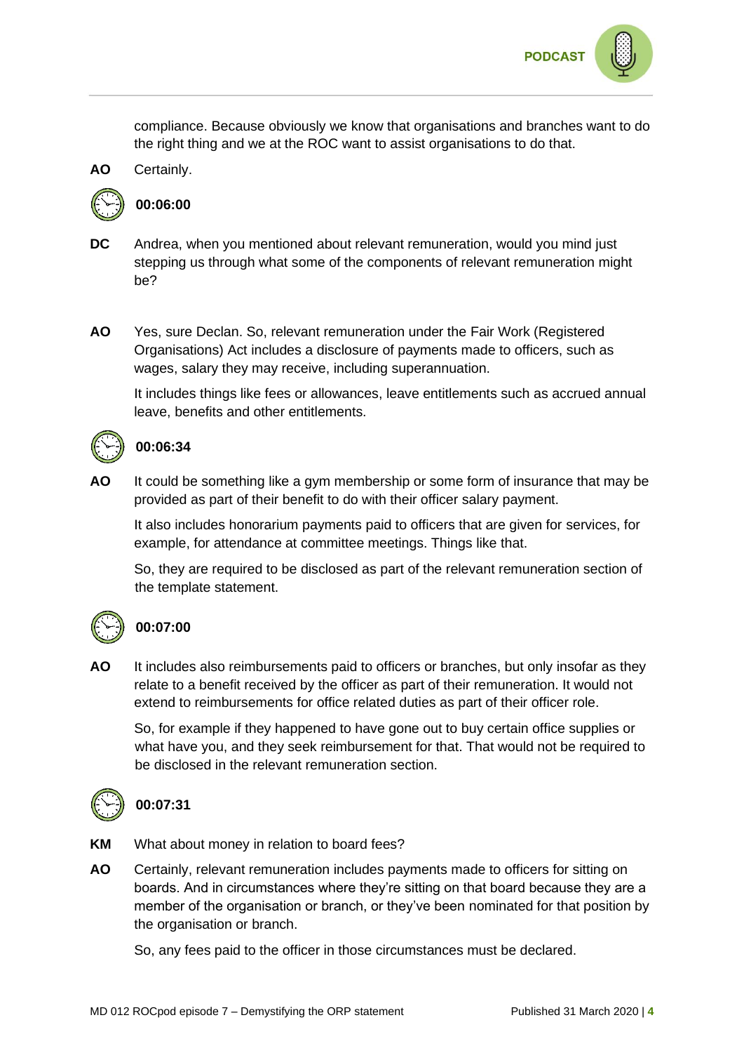compliance. Because obviously we know that organisations and branches want to do the right thing and we at the ROC want to assist organisations to do that.

**AO** Certainly.

**00:06:00**

**DC** Andrea, when you mentioned about relevant remuneration, would you mind just stepping us through what some of the components of relevant remuneration might be?

**AO** Yes, sure Declan. So, relevant remuneration under the Fair Work (Registered Organisations) Act includes a disclosure of payments made to officers, such as wages, salary they may receive, including superannuation.

It includes things like fees or allowances, leave entitlements such as accrued annual leave, benefits and other entitlements.

**00:06:34**

**AO** It could be something like a gym membership or some form of insurance that may be provided as part of their benefit to do with their officer salary payment.

It also includes honorarium payments paid to officers that are given for services, for example, for attendance at committee meetings. Things like that.

So, they are required to be disclosed as part of the relevant remuneration section of the template statement.

**00:07:00**

**AO** It includes also reimbursements paid to officers or branches, but only insofar as they relate to a benefit received by the officer as part of their remuneration. It would not extend to reimbursements for office related duties as part of their officer role.

So, for example if they happened to have gone out to buy certain office supplies or what have you, and they seek reimbursement for that. That would not be required to be disclosed in the relevant remuneration section.

**00:07:31**

**KM** What about money in relation to board fees?

**AO** Certainly, relevant remuneration includes payments made to officers for sitting on boards. And in circumstances where they're sitting on that board because they are a member of the organisation or branch, or they've been nominated for that position by the organisation or branch.

So, any fees paid to the officer in those circumstances must be declared.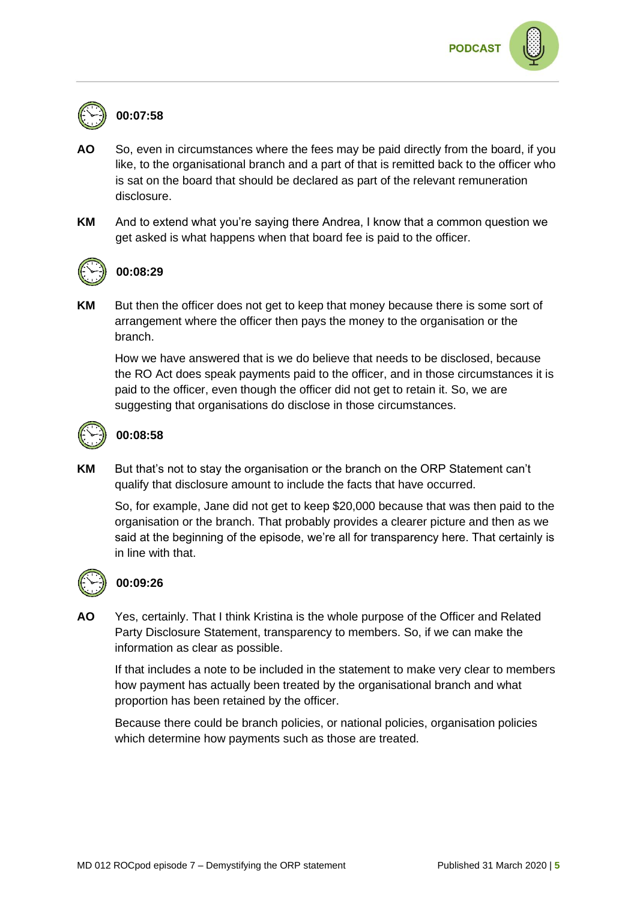**00:07:58**

**AO** So, even in circumstances where the fees may be paid directly from the board, if you like, to the organisational branch and a part of that is remitted back to the officer who is sat on the board that should be declared as part of the relevant remuneration disclosure.

**KM** And to extend what you're saying there Andrea, I know that a common question we get asked is what happens when that board fee is paid to the officer.

**00:08:29**

**KM** But then the officer does not get to keep that money because there is some sort of arrangement where the officer then pays the money to the organisation or the branch.

How we have answered that is we do believe that needs to be disclosed, because the RO Act does speak payments paid to the officer, and in those circumstances it is paid to the officer, even though the officer did not get to retain it. So, we are suggesting that organisations do disclose in those circumstances.

**00:08:58**

**KM** But that's not to stay the organisation or the branch on the ORP Statement can't qualify that disclosure amount to include the facts that have occurred.

So, for example, Jane did not get to keep $20,000 because that was then paid to the organisation or the branch. That probably provides a clearer picture and then as we said at the beginning of the episode, we're all for transparency here. That certainly is in line with that.

**00:09:26**

**AO** Yes, certainly. That I think Kristina is the whole purpose of the Officer and Related Party Disclosure Statement, transparency to members. So, if we can make the information as clear as possible.

If that includes a note to be included in the statement to make very clear to members how payment has actually been treated by the organisational branch and what proportion has been retained by the officer.

Because there could be branch policies, or national policies, organisation policies which determine how payments such as those are treated.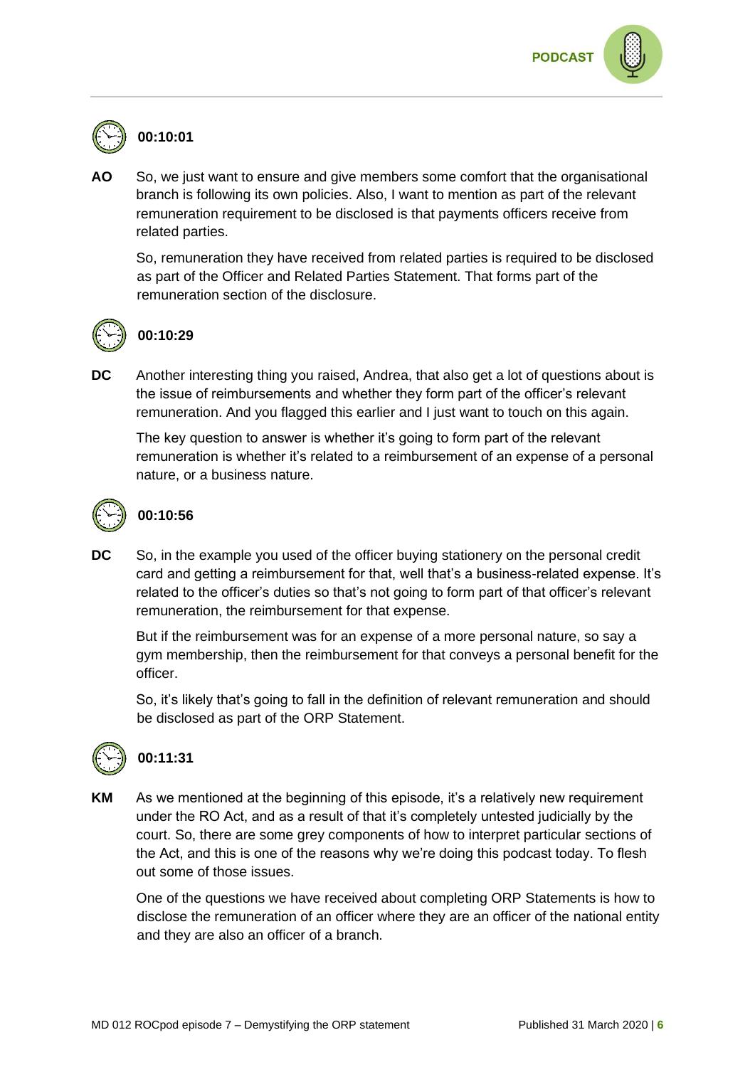**00:10:01**

**AO** So, we just want to ensure and give members some comfort that the organisational branch is following its own policies. Also, I want to mention as part of the relevant remuneration requirement to be disclosed is that payments officers receive from related parties.

So, remuneration they have received from related parties is required to be disclosed as part of the Officer and Related Parties Statement. That forms part of the remuneration section of the disclosure.

**00:10:29**

**DC** Another interesting thing you raised, Andrea, that also get a lot of questions about is the issue of reimbursements and whether they form part of the officer's relevant remuneration. And you flagged this earlier and I just want to touch on this again.

The key question to answer is whether it's going to form part of the relevant remuneration is whether it's related to a reimbursement of an expense of a personal nature, or a business nature.

**00:10:56**

**DC** So, in the example you used of the officer buying stationery on the personal credit card and getting a reimbursement for that, well that's a business-related expense. It's related to the officer's duties so that's not going to form part of that officer's relevant remuneration, the reimbursement for that expense.

But if the reimbursement was for an expense of a more personal nature, so say a gym membership, then the reimbursement for that conveys a personal benefit for the officer.

So, it's likely that's going to fall in the definition of relevant remuneration and should be disclosed as part of the ORP Statement.

**00:11:31**

**KM** As we mentioned at the beginning of this episode, it's a relatively new requirement under the RO Act, and as a result of that it's completely untested judicially by the court. So, there are some grey components of how to interpret particular sections of the Act, and this is one of the reasons why we're doing this podcast today. To flesh out some of those issues.

One of the questions we have received about completing ORP Statements is how to disclose the remuneration of an officer where they are an officer of the national entity and they are also an officer of a branch.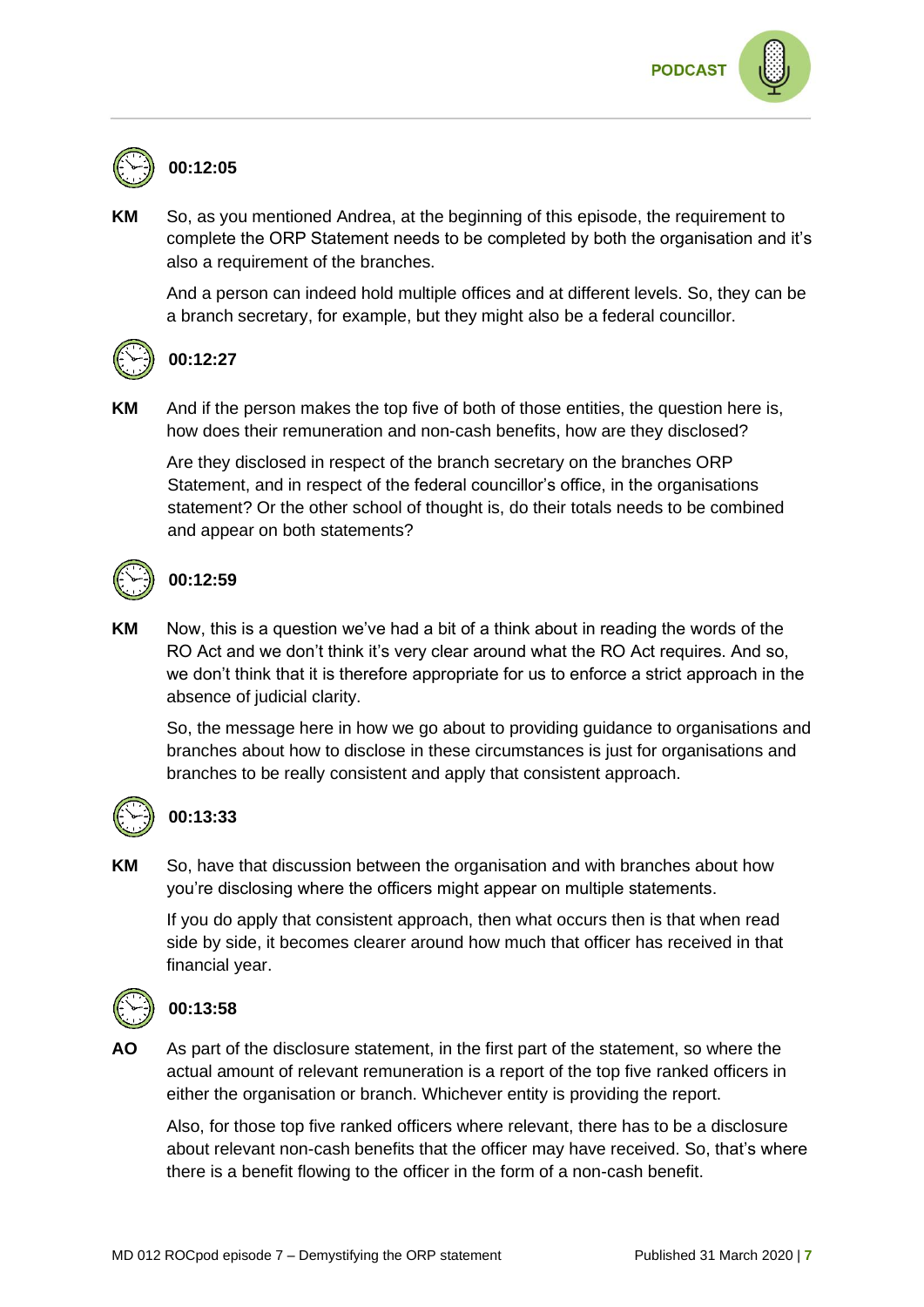**00:12:05**

**KM** So, as you mentioned Andrea, at the beginning of this episode, the requirement to complete the ORP Statement needs to be completed by both the organisation and it's also a requirement of the branches.

And a person can indeed hold multiple offices and at different levels. So, they can be a branch secretary, for example, but they might also be a federal councillor.

**00:12:27**

**KM** And if the person makes the top five of both of those entities, the question here is, how does their remuneration and non-cash benefits, how are they disclosed?

Are they disclosed in respect of the branch secretary on the branches ORP Statement, and in respect of the federal councillor's office, in the organisations statement? Or the other school of thought is, do their totals needs to be combined and appear on both statements?

**00:12:59**

**KM** Now, this is a question we've had a bit of a think about in reading the words of the RO Act and we don't think it's very clear around what the RO Act requires. And so, we don't think that it is therefore appropriate for us to enforce a strict approach in the absence of judicial clarity.

So, the message here in how we go about to providing guidance to organisations and branches about how to disclose in these circumstances is just for organisations and branches to be really consistent and apply that consistent approach.

**00:13:33**

**KM** So, have that discussion between the organisation and with branches about how you're disclosing where the officers might appear on multiple statements.

If you do apply that consistent approach, then what occurs then is that when read side by side, it becomes clearer around how much that officer has received in that financial year.

**00:13:58**

**AO** As part of the disclosure statement, in the first part of the statement, so where the actual amount of relevant remuneration is a report of the top five ranked officers in either the organisation or branch. Whichever entity is providing the report.

Also, for those top five ranked officers where relevant, there has to be a disclosure about relevant non-cash benefits that the officer may have received. So, that's where there is a benefit flowing to the officer in the form of a non-cash benefit.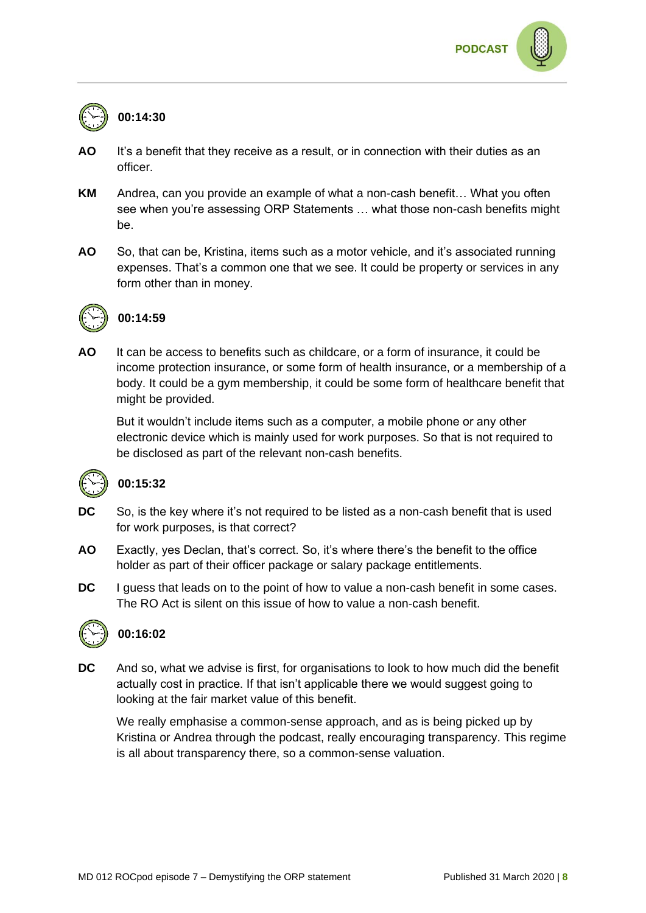**00:14:30**

**AO** It's a benefit that they receive as a result, or in connection with their duties as an officer.

**KM** Andrea, can you provide an example of what a non-cash benefit… What you often see when you're assessing ORP Statements … what those non-cash benefits might be.

**AO** So, that can be, Kristina, items such as a motor vehicle, and it's associated running expenses. That's a common one that we see. It could be property or services in any form other than in money.

**00:14:59**

**AO** It can be access to benefits such as childcare, or a form of insurance, it could be income protection insurance, or some form of health insurance, or a membership of a body. It could be a gym membership, it could be some form of healthcare benefit that might be provided.

But it wouldn't include items such as a computer, a mobile phone or any other electronic device which is mainly used for work purposes. So that is not required to be disclosed as part of the relevant non-cash benefits.

**00:15:32**

**DC** So, is the key where it's not required to be listed as a non-cash benefit that is used for work purposes, is that correct?

**AO** Exactly, yes Declan, that's correct. So, it's where there's the benefit to the office holder as part of their officer package or salary package entitlements.

**DC** I guess that leads on to the point of how to value a non-cash benefit in some cases. The RO Act is silent on this issue of how to value a non-cash benefit.

**00:16:02**

**DC** And so, what we advise is first, for organisations to look to how much did the benefit actually cost in practice. If that isn't applicable there we would suggest going to looking at the fair market value of this benefit.

We really emphasise a common-sense approach, and as is being picked up by Kristina or Andrea through the podcast, really encouraging transparency. This regime is all about transparency there, so a common-sense valuation.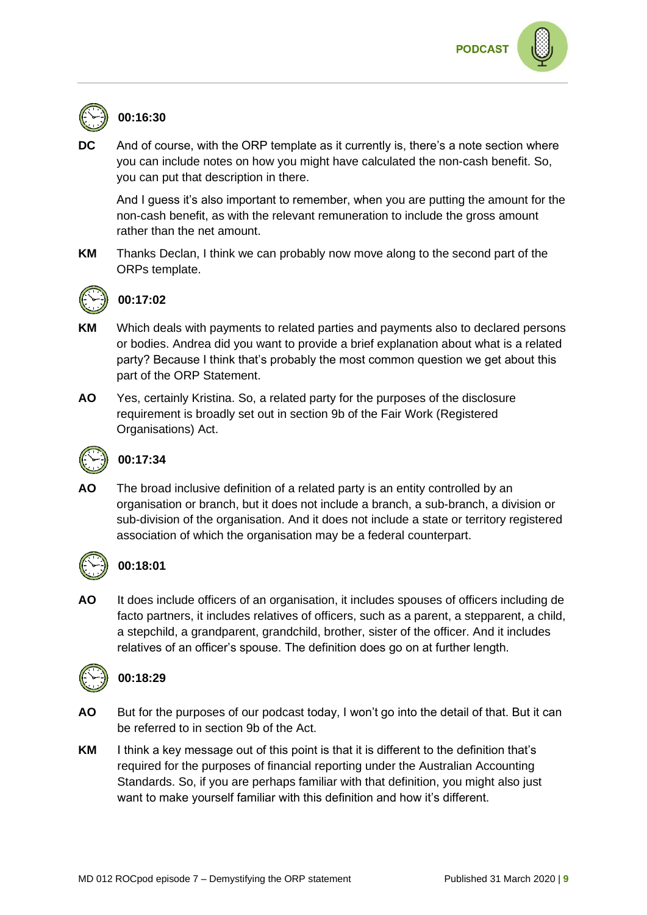**00:16:30**

**DC** And of course, with the ORP template as it currently is, there's a note section where you can include notes on how you might have calculated the non-cash benefit. So, you can put that description in there.

And I guess it's also important to remember, when you are putting the amount for the non-cash benefit, as with the relevant remuneration to include the gross amount rather than the net amount.

**KM** Thanks Declan, I think we can probably now move along to the second part of the ORPs template.

**00:17:02**

**KM** Which deals with payments to related parties and payments also to declared persons or bodies. Andrea did you want to provide a brief explanation about what is a related party? Because I think that's probably the most common question we get about this part of the ORP Statement.

**AO** Yes, certainly Kristina. So, a related party for the purposes of the disclosure requirement is broadly set out in section 9b of the Fair Work (Registered Organisations) Act.

**00:17:34**

**AO** The broad inclusive definition of a related party is an entity controlled by an organisation or branch, but it does not include a branch, a sub-branch, a division or sub-division of the organisation. And it does not include a state or territory registered association of which the organisation may be a federal counterpart.

**00:18:01**

**AO** It does include officers of an organisation, it includes spouses of officers including de facto partners, it includes relatives of officers, such as a parent, a stepparent, a child, a stepchild, a grandparent, grandchild, brother, sister of the officer. And it includes relatives of an officer's spouse. The definition does go on at further length.

**00:18:29**

**AO** But for the purposes of our podcast today, I won't go into the detail of that. But it can be referred to in section 9b of the Act.

**KM** I think a key message out of this point is that it is different to the definition that's required for the purposes of financial reporting under the Australian Accounting Standards. So, if you are perhaps familiar with that definition, you might also just want to make yourself familiar with this definition and how it's different.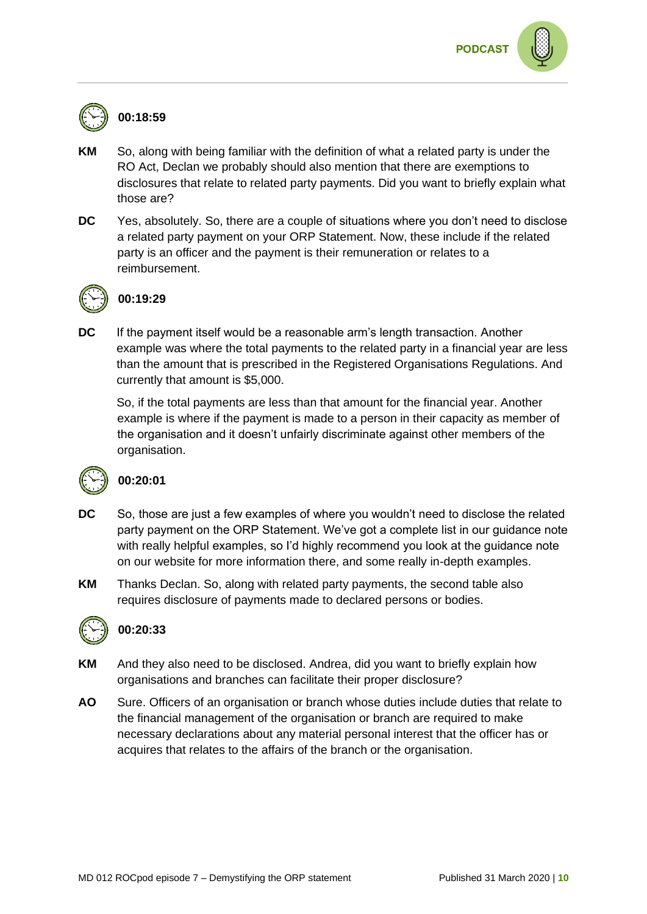**00:18:59**

**KM** So, along with being familiar with the definition of what a related party is under the RO Act, Declan we probably should also mention that there are exemptions to disclosures that relate to related party payments. Did you want to briefly explain what those are?

**DC** Yes, absolutely. So, there are a couple of situations where you don't need to disclose a related party payment on your ORP Statement. Now, these include if the related party is an officer and the payment is their remuneration or relates to a reimbursement.

**00:19:29**

**DC** If the payment itself would be a reasonable arm's length transaction. Another example was where the total payments to the related party in a financial year are less than the amount that is prescribed in the Registered Organisations Regulations. And currently that amount is $5,000.

So, if the total payments are less than that amount for the financial year. Another example is where if the payment is made to a person in their capacity as member of the organisation and it doesn't unfairly discriminate against other members of the organisation.

**00:20:01**

**DC** So, those are just a few examples of where you wouldn't need to disclose the related party payment on the ORP Statement. We've got a complete list in our guidance note with really helpful examples, so I'd highly recommend you look at the guidance note on our website for more information there, and some really in-depth examples.

**KM** Thanks Declan. So, along with related party payments, the second table also requires disclosure of payments made to declared persons or bodies.

**00:20:33**

**KM** And they also need to be disclosed. Andrea, did you want to briefly explain how organisations and branches can facilitate their proper disclosure?

**AO** Sure. Officers of an organisation or branch whose duties include duties that relate to the financial management of the organisation or branch are required to make necessary declarations about any material personal interest that the officer has or acquires that relates to the affairs of the branch or the organisation.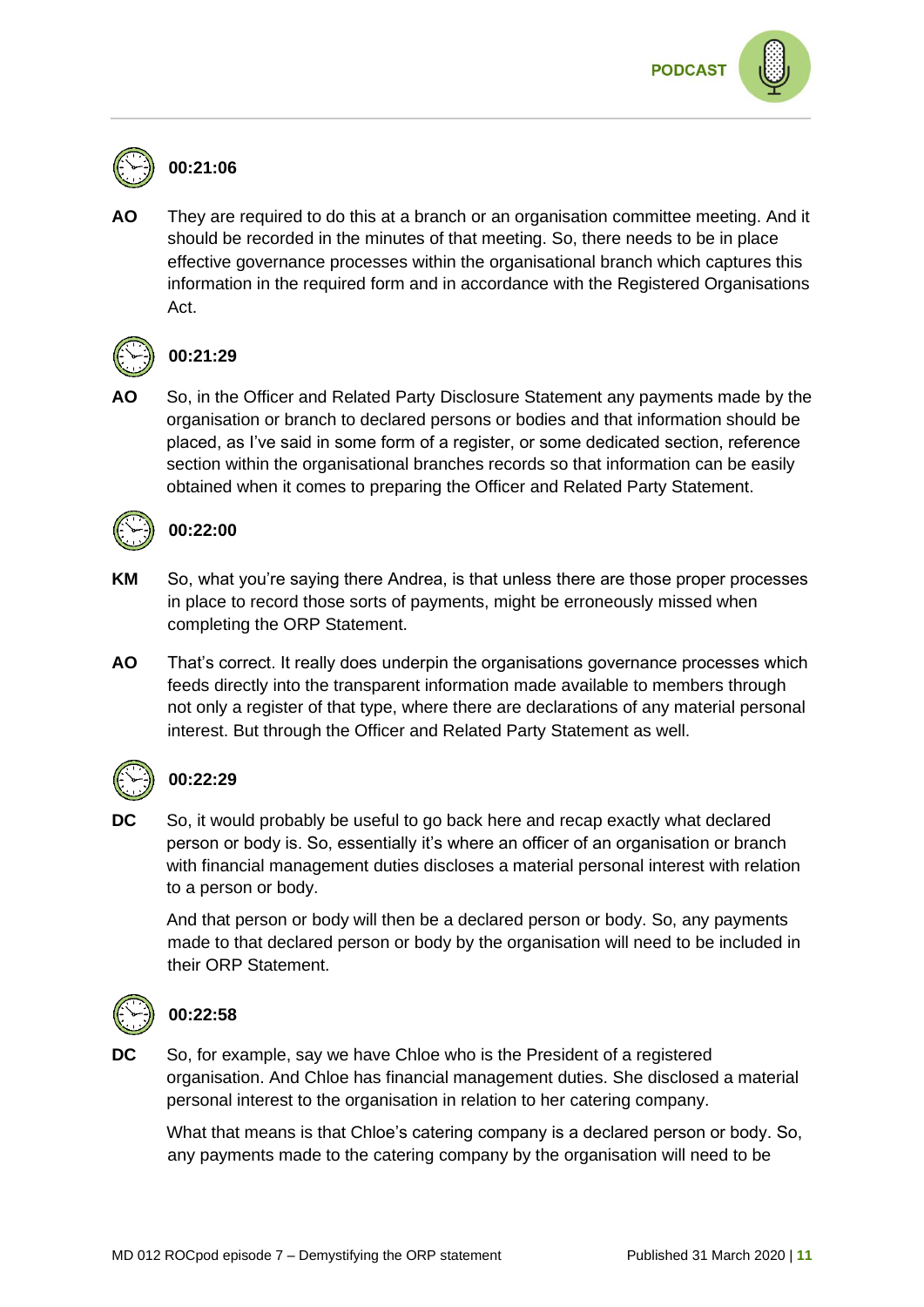**00:21:06**

**AO** They are required to do this at a branch or an organisation committee meeting. And it should be recorded in the minutes of that meeting. So, there needs to be in place effective governance processes within the organisational branch which captures this information in the required form and in accordance with the Registered Organisations Act.

**00:21:29**

**AO** So, in the Officer and Related Party Disclosure Statement any payments made by the organisation or branch to declared persons or bodies and that information should be placed, as I've said in some form of a register, or some dedicated section, reference section within the organisational branches records so that information can be easily obtained when it comes to preparing the Officer and Related Party Statement.

**00:22:00**

**KM** So, what you're saying there Andrea, is that unless there are those proper processes in place to record those sorts of payments, might be erroneously missed when completing the ORP Statement.

**AO** That's correct. It really does underpin the organisations governance processes which feeds directly into the transparent information made available to members through not only a register of that type, where there are declarations of any material personal interest. But through the Officer and Related Party Statement as well.

**00:22:29**

**DC** So, it would probably be useful to go back here and recap exactly what declared person or body is. So, essentially it's where an officer of an organisation or branch with financial management duties discloses a material personal interest with relation to a person or body.

And that person or body will then be a declared person or body. So, any payments made to that declared person or body by the organisation will need to be included in their ORP Statement.

**00:22:58**

**DC** So, for example, say we have Chloe who is the President of a registered organisation. And Chloe has financial management duties. She disclosed a material personal interest to the organisation in relation to her catering company.

What that means is that Chloe's catering company is a declared person or body. So, any payments made to the catering company by the organisation will need to be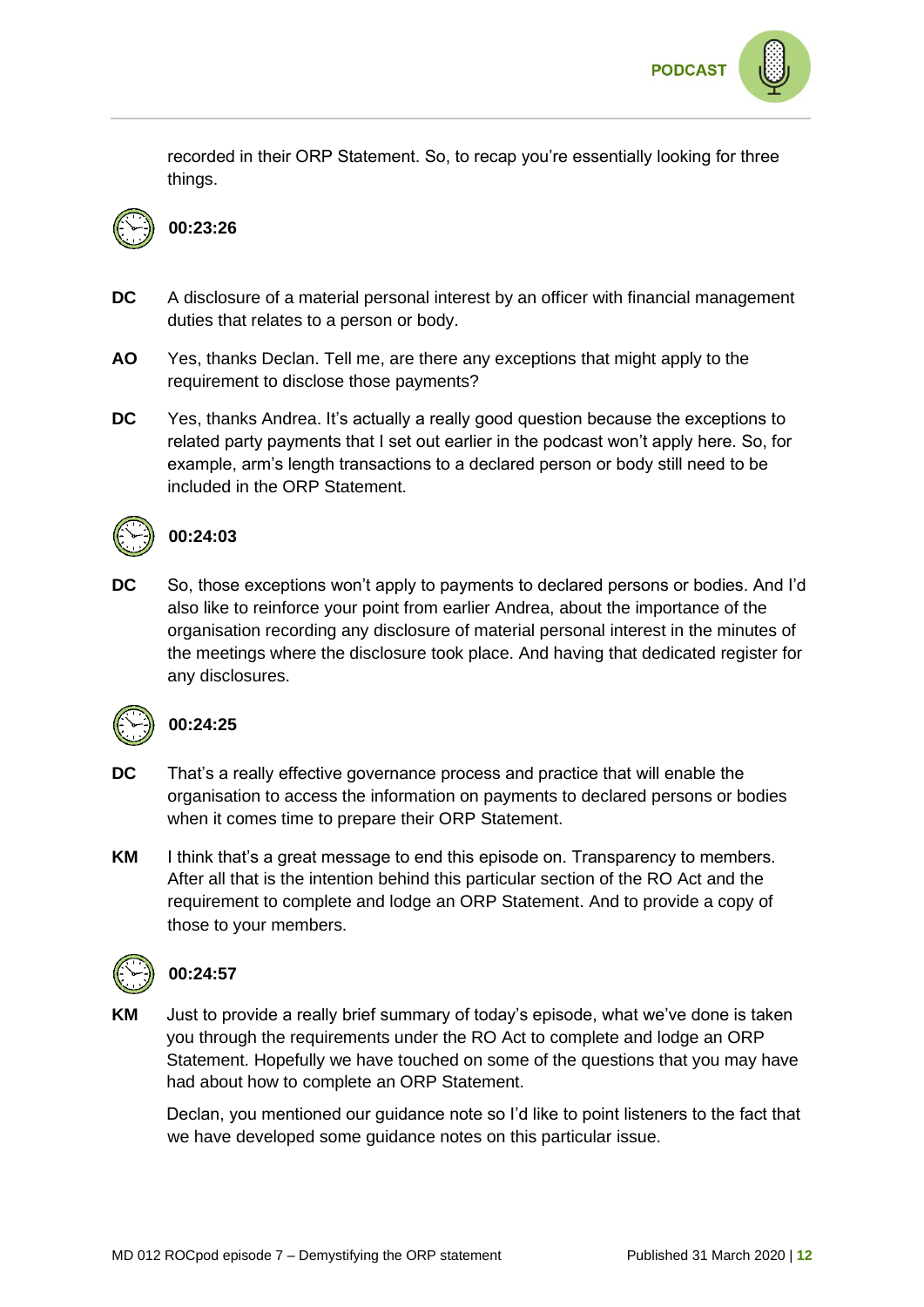recorded in their ORP Statement. So, to recap you're essentially looking for three things.

**00:23:26**

**DC** A disclosure of a material personal interest by an officer with financial management duties that relates to a person or body.

**AO** Yes, thanks Declan. Tell me, are there any exceptions that might apply to the requirement to disclose those payments?

**DC** Yes, thanks Andrea. It's actually a really good question because the exceptions to related party payments that I set out earlier in the podcast won't apply here. So, for example, arm's length transactions to a declared person or body still need to be included in the ORP Statement.

**00:24:03**

**DC** So, those exceptions won't apply to payments to declared persons or bodies. And I'd also like to reinforce your point from earlier Andrea, about the importance of the organisation recording any disclosure of material personal interest in the minutes of the meetings where the disclosure took place. And having that dedicated register for any disclosures.

**00:24:25**

**DC** That's a really effective governance process and practice that will enable the organisation to access the information on payments to declared persons or bodies when it comes time to prepare their ORP Statement.

**KM** I think that's a great message to end this episode on. Transparency to members. After all that is the intention behind this particular section of the RO Act and the requirement to complete and lodge an ORP Statement. And to provide a copy of those to your members.

**00:24:57**

**KM** Just to provide a really brief summary of today's episode, what we've done is taken you through the requirements under the RO Act to complete and lodge an ORP Statement. Hopefully we have touched on some of the questions that you may have had about how to complete an ORP Statement.

Declan, you mentioned our guidance note so I'd like to point listeners to the fact that we have developed some guidance notes on this particular issue.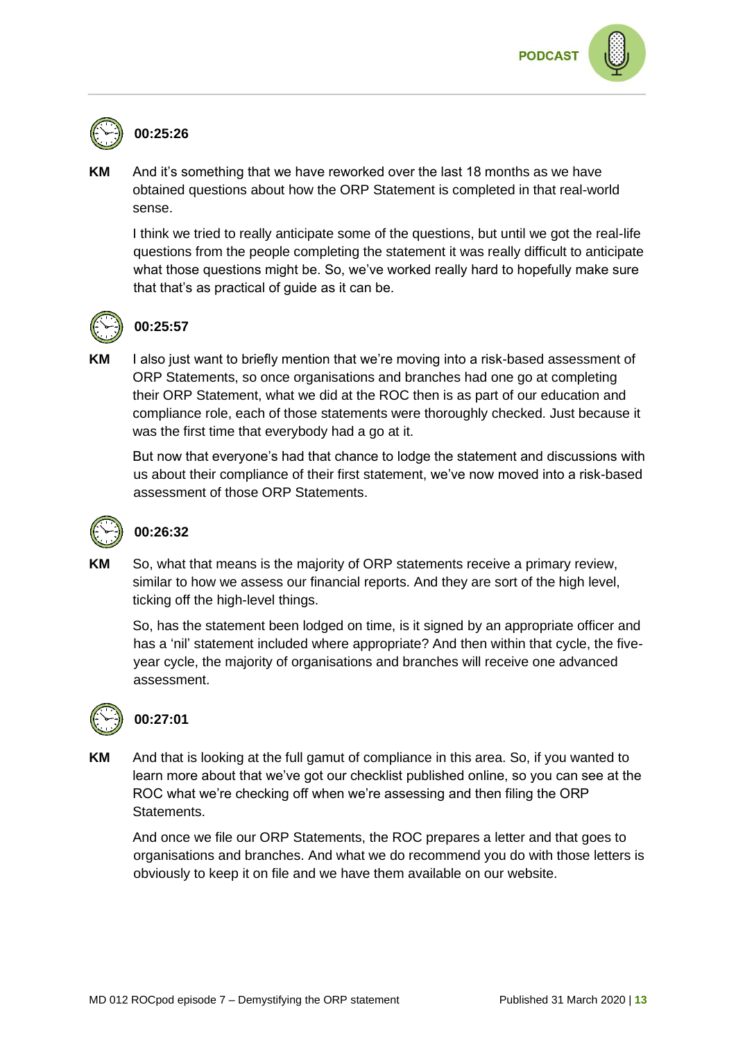**00:25:26**

**KM** And it's something that we have reworked over the last 18 months as we have obtained questions about how the ORP Statement is completed in that real-world sense.

I think we tried to really anticipate some of the questions, but until we got the real-life questions from the people completing the statement it was really difficult to anticipate what those questions might be. So, we've worked really hard to hopefully make sure that that's as practical of guide as it can be.

**00:25:57**

**KM** I also just want to briefly mention that we're moving into a risk-based assessment of ORP Statements, so once organisations and branches had one go at completing their ORP Statement, what we did at the ROC then is as part of our education and compliance role, each of those statements were thoroughly checked. Just because it was the first time that everybody had a go at it.

But now that everyone's had that chance to lodge the statement and discussions with us about their compliance of their first statement, we've now moved into a risk-based assessment of those ORP Statements.

**00:26:32**

**KM** So, what that means is the majority of ORP statements receive a primary review, similar to how we assess our financial reports. And they are sort of the high level, ticking off the high-level things.

So, has the statement been lodged on time, is it signed by an appropriate officer and has a 'nil' statement included where appropriate? And then within that cycle, the five-year cycle, the majority of organisations and branches will receive one advanced assessment.

**00:27:01**

**KM** And that is looking at the full gamut of compliance in this area. So, if you wanted to learn more about that we've got our checklist published online, so you can see at the ROC what we're checking off when we're assessing and then filing the ORP Statements.

And once we file our ORP Statements, the ROC prepares a letter and that goes to organisations and branches. And what we do recommend you do with those letters is obviously to keep it on file and we have them available on our website.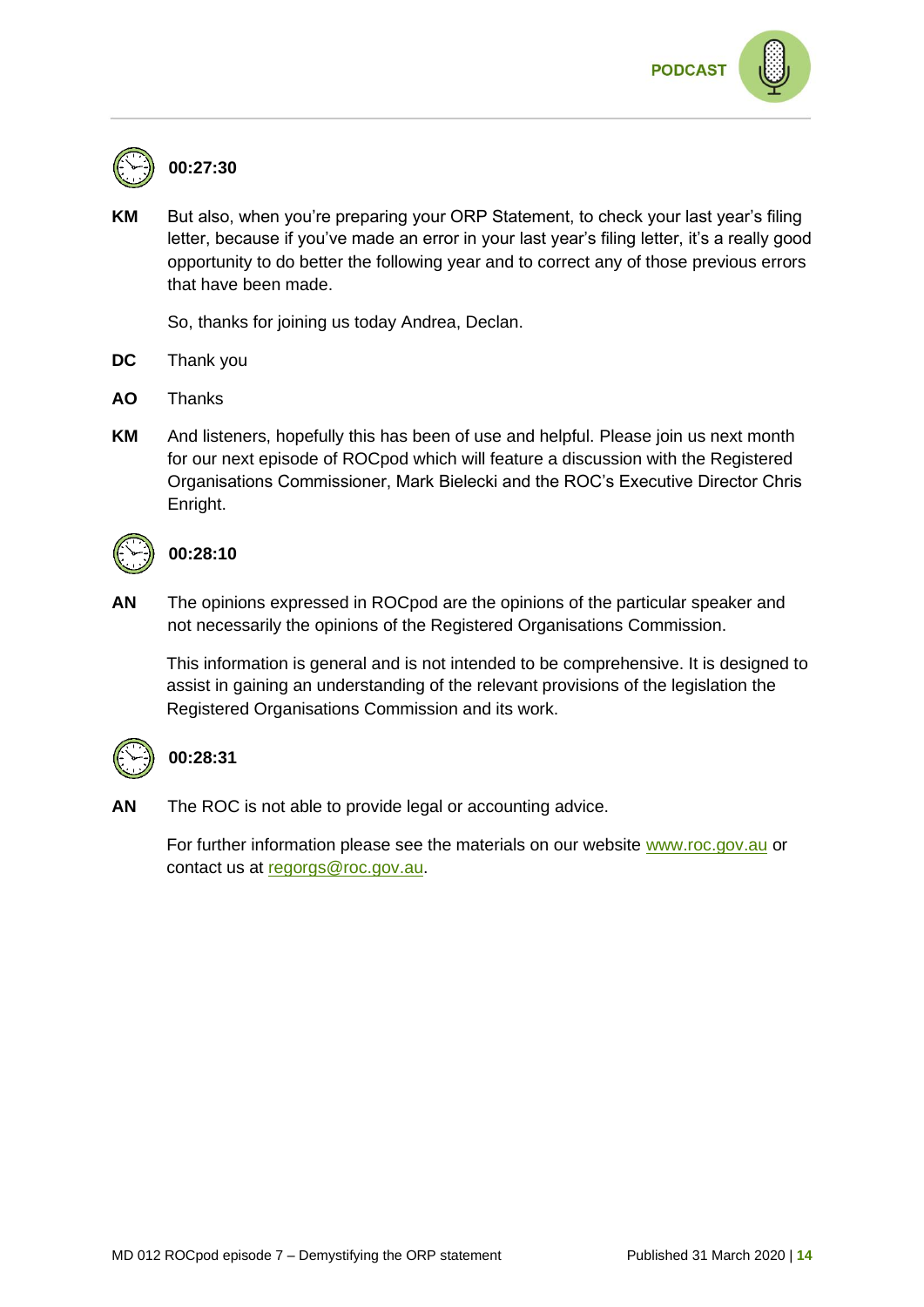**00:27:30**

**KM** But also, when you're preparing your ORP Statement, to check your last year's filing letter, because if you've made an error in your last year's filing letter, it's a really good opportunity to do better the following year and to correct any of those previous errors that have been made.

So, thanks for joining us today Andrea, Declan.

**DC** Thank you

**AO** Thanks

**KM** And listeners, hopefully this has been of use and helpful. Please join us next month for our next episode of ROCpod which will feature a discussion with the Registered Organisations Commissioner, Mark Bielecki and the ROC's Executive Director Chris Enright.

**00:28:10**

**AN** The opinions expressed in ROCpod are the opinions of the particular speaker and not necessarily the opinions of the Registered Organisations Commission.

This information is general and is not intended to be comprehensive. It is designed to assist in gaining an understanding of the relevant provisions of the legislation the Registered Organisations Commission and its work.

**00:28:31**

**AN** The ROC is not able to provide legal or accounting advice.

For further information please see the materials on our website www.roc.gov.au or contact us at regorgs@roc.gov.au.